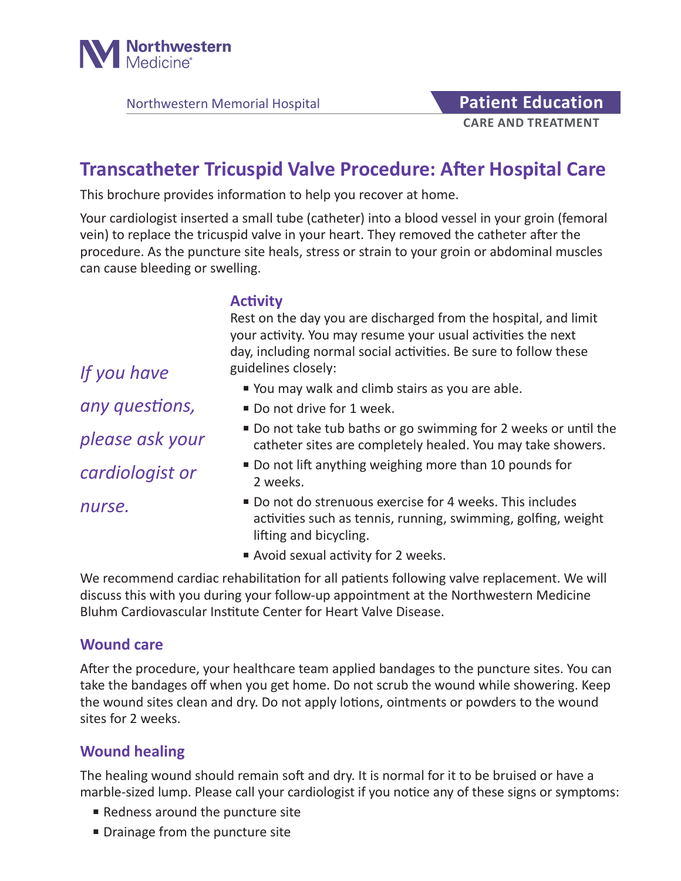Northwestern Medicine

Northwestern Memorial Hospital

**Patient Education**

**CARE AND TREATMENT**

# Transcatheter Tricuspid Valve Procedure: After Hospital Care

This brochure provides information to help you recover at home.

Your cardiologist inserted a small tube (catheter) into a blood vessel in your groin (femoral vein) to replace the tricuspid valve in your heart. They removed the catheter after the procedure. As the puncture site heals, stress or strain to your groin or abdominal muscles can cause bleeding or swelling.

*If you have any questions, please ask your cardiologist or nurse.*

## Activity

Rest on the day you are discharged from the hospital, and limit your activity. You may resume your usual activities the next day, including normal social activities. Be sure to follow these guidelines closely:

- You may walk and climb stairs as you are able.
- Do not drive for 1 week.
- Do not take tub baths or go swimming for 2 weeks or until the catheter sites are completely healed. You may take showers.
- Do not lift anything weighing more than 10 pounds for 2 weeks.
- Do not do strenuous exercise for 4 weeks. This includes activities such as tennis, running, swimming, golfing, weight lifting and bicycling.
- Avoid sexual activity for 2 weeks.

We recommend cardiac rehabilitation for all patients following valve replacement. We will discuss this with you during your follow-up appointment at the Northwestern Medicine Bluhm Cardiovascular Institute Center for Heart Valve Disease.

## Wound care

After the procedure, your healthcare team applied bandages to the puncture sites. You can take the bandages off when you get home. Do not scrub the wound while showering. Keep the wound sites clean and dry. Do not apply lotions, ointments or powders to the wound sites for 2 weeks.

## Wound healing

The healing wound should remain soft and dry. It is normal for it to be bruised or have a marble-sized lump. Please call your cardiologist if you notice any of these signs or symptoms:

- Redness around the puncture site
- Drainage from the puncture site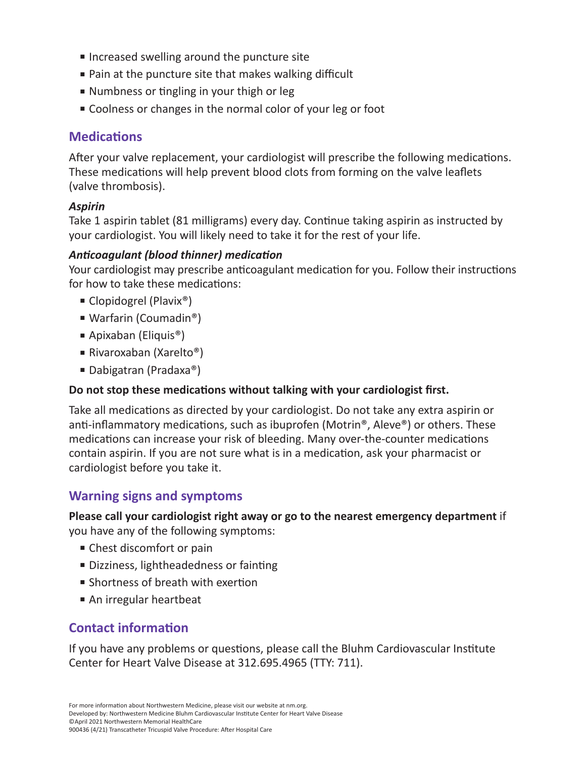- Increased swelling around the puncture site
- Pain at the puncture site that makes walking difficult
- Numbness or tingling in your thigh or leg
- Coolness or changes in the normal color of your leg or foot

## Medications

After your valve replacement, your cardiologist will prescribe the following medications. These medications will help prevent blood clots from forming on the valve leaflets (valve thrombosis).

***Aspirin***
Take 1 aspirin tablet (81 milligrams) every day. Continue taking aspirin as instructed by your cardiologist. You will likely need to take it for the rest of your life.

***Anticoagulant (blood thinner) medication***
Your cardiologist may prescribe anticoagulant medication for you. Follow their instructions for how to take these medications:

- Clopidogrel (Plavix®)
- Warfarin (Coumadin®)
- Apixaban (Eliquis®)
- Rivaroxaban (Xarelto®)
- Dabigatran (Pradaxa®)

**Do not stop these medications without talking with your cardiologist first.**

Take all medications as directed by your cardiologist. Do not take any extra aspirin or anti-inflammatory medications, such as ibuprofen (Motrin®, Aleve®) or others. These medications can increase your risk of bleeding. Many over-the-counter medications contain aspirin. If you are not sure what is in a medication, ask your pharmacist or cardiologist before you take it.

## Warning signs and symptoms

**Please call your cardiologist right away or go to the nearest emergency department** if you have any of the following symptoms:

- Chest discomfort or pain
- Dizziness, lightheadedness or fainting
- Shortness of breath with exertion
- An irregular heartbeat

## Contact information

If you have any problems or questions, please call the Bluhm Cardiovascular Institute Center for Heart Valve Disease at 312.695.4965 (TTY: 711).

For more information about Northwestern Medicine, please visit our website at nm.org.
Developed by: Northwestern Medicine Bluhm Cardiovascular Institute Center for Heart Valve Disease
©April 2021 Northwestern Memorial HealthCare
900436 (4/21) Transcatheter Tricuspid Valve Procedure: After Hospital Care